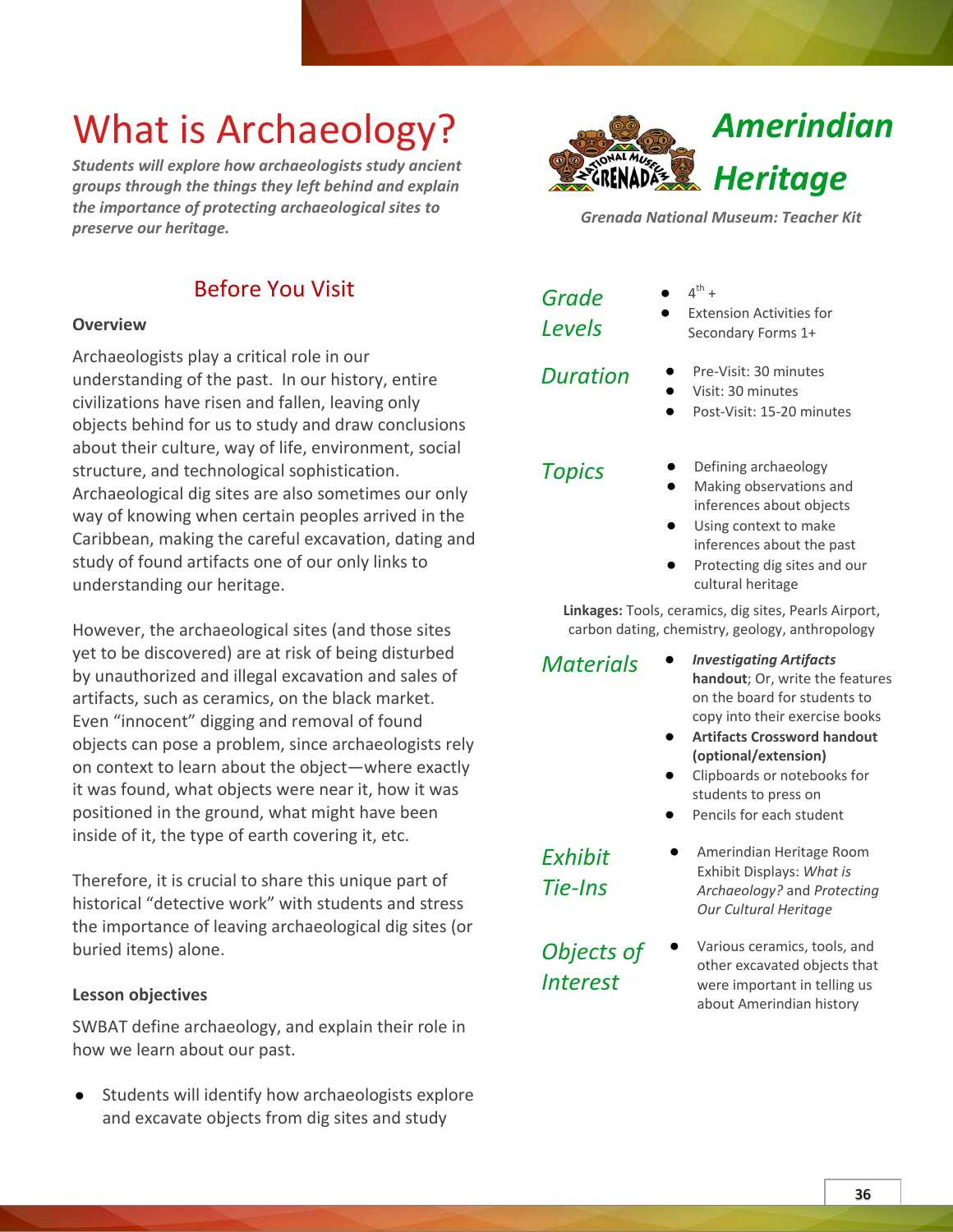# What is Archaeology?

***Students will explore how archaeologists study ancient groups through the things they left behind and explain the importance of protecting archaeological sites to preserve our heritage.***

## *Amerindian Heritage*

***Grenada National Museum: Teacher Kit***

## Before You Visit

**Overview**

Archaeologists play a critical role in our understanding of the past. In our history, entire civilizations have risen and fallen, leaving only objects behind for us to study and draw conclusions about their culture, way of life, environment, social structure, and technological sophistication. Archaeological dig sites are also sometimes our only way of knowing when certain peoples arrived in the Caribbean, making the careful excavation, dating and study of found artifacts one of our only links to understanding our heritage.

However, the archaeological sites (and those sites yet to be discovered) are at risk of being disturbed by unauthorized and illegal excavation and sales of artifacts, such as ceramics, on the black market. Even "innocent" digging and removal of found objects can pose a problem, since archaeologists rely on context to learn about the object—where exactly it was found, what objects were near it, how it was positioned in the ground, what might have been inside of it, the type of earth covering it, etc.

Therefore, it is crucial to share this unique part of historical "detective work" with students and stress the importance of leaving archaeological dig sites (or buried items) alone.

**Lesson objectives**

SWBAT define archaeology, and explain their role in how we learn about our past.

- Students will identify how archaeologists explore and excavate objects from dig sites and study

*Grade Levels*
- 4th +
- Extension Activities for Secondary Forms 1+

*Duration*
- Pre-Visit: 30 minutes
- Visit: 30 minutes
- Post-Visit: 15-20 minutes

*Topics*
- Defining archaeology
- Making observations and inferences about objects
- Using context to make inferences about the past
- Protecting dig sites and our cultural heritage

**Linkages:** Tools, ceramics, dig sites, Pearls Airport, carbon dating, chemistry, geology, anthropology

*Materials*
- ***Investigating Artifacts* handout**; Or, write the features on the board for students to copy into their exercise books
- **Artifacts Crossword handout (optional/extension)**
- Clipboards or notebooks for students to press on
- Pencils for each student

*Exhibit Tie-Ins*
- Amerindian Heritage Room Exhibit Displays: *What is Archaeology?* and *Protecting Our Cultural Heritage*

*Objects of Interest*
- Various ceramics, tools, and other excavated objects that were important in telling us about Amerindian history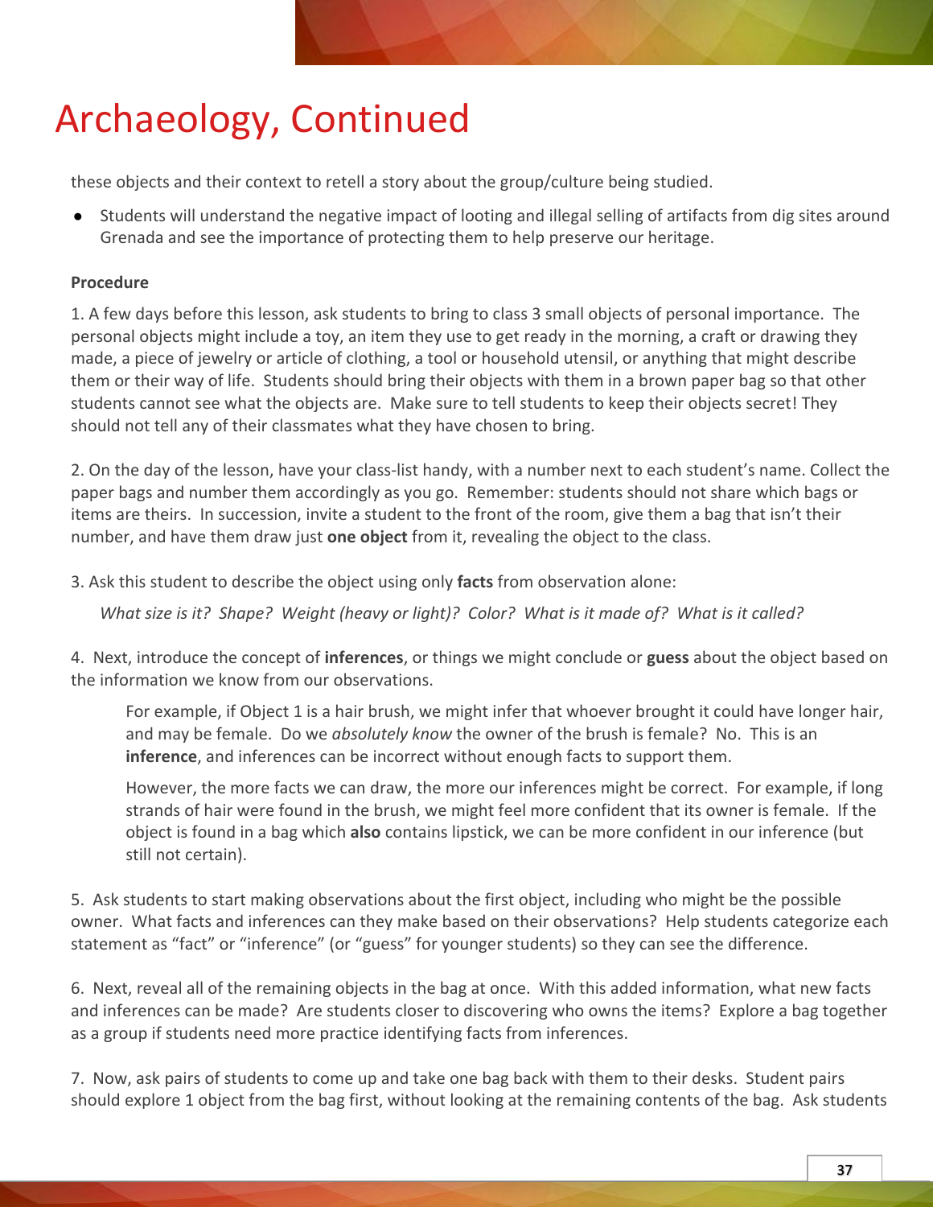# Archaeology, Continued

these objects and their context to retell a story about the group/culture being studied.

- Students will understand the negative impact of looting and illegal selling of artifacts from dig sites around Grenada and see the importance of protecting them to help preserve our heritage.

**Procedure**

1. A few days before this lesson, ask students to bring to class 3 small objects of personal importance. The personal objects might include a toy, an item they use to get ready in the morning, a craft or drawing they made, a piece of jewelry or article of clothing, a tool or household utensil, or anything that might describe them or their way of life. Students should bring their objects with them in a brown paper bag so that other students cannot see what the objects are. Make sure to tell students to keep their objects secret! They should not tell any of their classmates what they have chosen to bring.

2. On the day of the lesson, have your class-list handy, with a number next to each student's name. Collect the paper bags and number them accordingly as you go. Remember: students should not share which bags or items are theirs. In succession, invite a student to the front of the room, give them a bag that isn't their number, and have them draw just **one object** from it, revealing the object to the class.

3. Ask this student to describe the object using only **facts** from observation alone:

   *What size is it? Shape? Weight (heavy or light)? Color? What is it made of? What is it called?*

4. Next, introduce the concept of **inferences**, or things we might conclude or **guess** about the object based on the information we know from our observations.

   For example, if Object 1 is a hair brush, we might infer that whoever brought it could have longer hair, and may be female. Do we *absolutely know* the owner of the brush is female? No. This is an **inference**, and inferences can be incorrect without enough facts to support them.

   However, the more facts we can draw, the more our inferences might be correct. For example, if long strands of hair were found in the brush, we might feel more confident that its owner is female. If the object is found in a bag which **also** contains lipstick, we can be more confident in our inference (but still not certain).

5. Ask students to start making observations about the first object, including who might be the possible owner. What facts and inferences can they make based on their observations? Help students categorize each statement as "fact" or "inference" (or "guess" for younger students) so they can see the difference.

6. Next, reveal all of the remaining objects in the bag at once. With this added information, what new facts and inferences can be made? Are students closer to discovering who owns the items? Explore a bag together as a group if students need more practice identifying facts from inferences.

7. Now, ask pairs of students to come up and take one bag back with them to their desks. Student pairs should explore 1 object from the bag first, without looking at the remaining contents of the bag. Ask students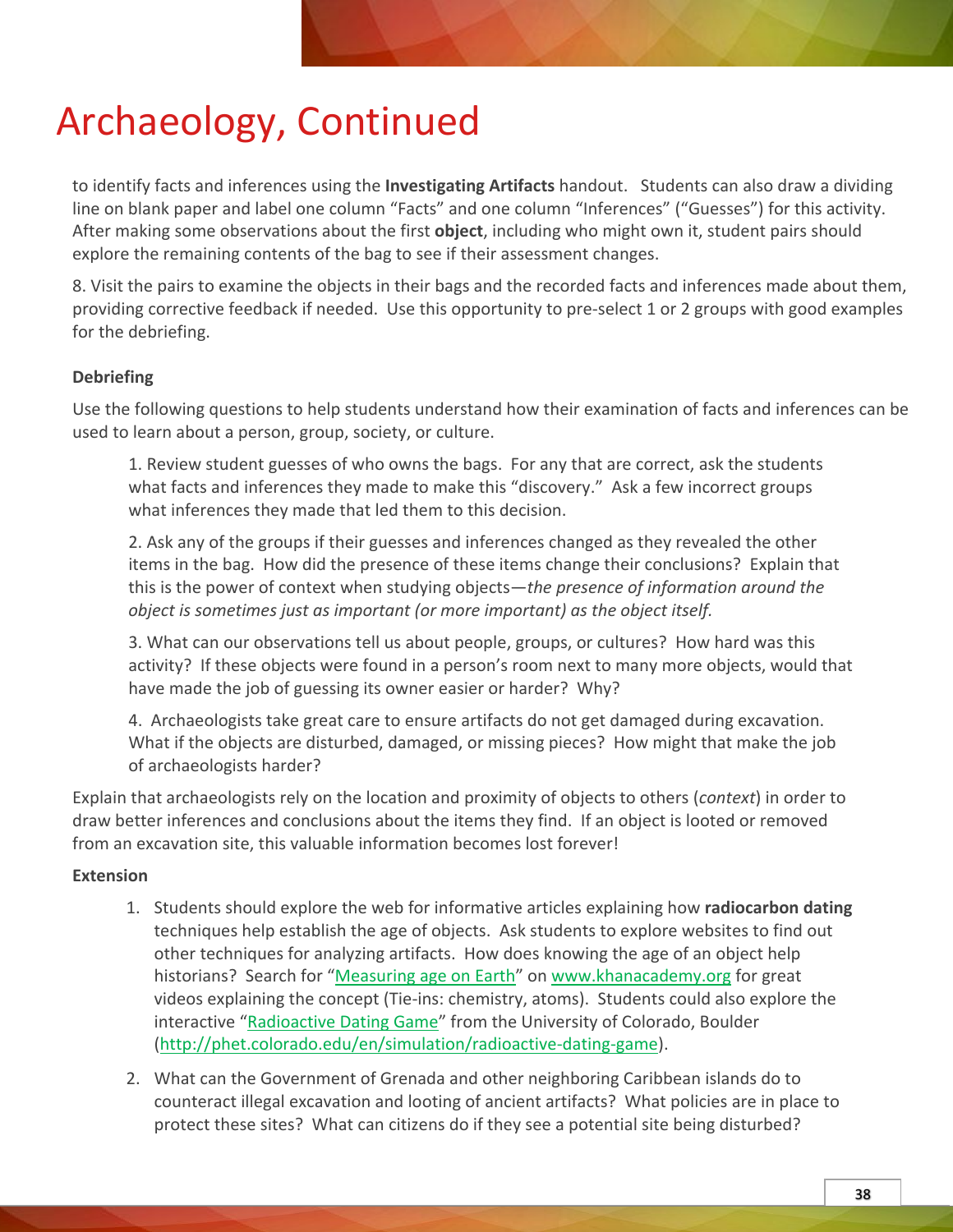# Archaeology, Continued

to identify facts and inferences using the **Investigating Artifacts** handout. Students can also draw a dividing line on blank paper and label one column "Facts" and one column "Inferences" ("Guesses") for this activity. After making some observations about the first **object**, including who might own it, student pairs should explore the remaining contents of the bag to see if their assessment changes.

8. Visit the pairs to examine the objects in their bags and the recorded facts and inferences made about them, providing corrective feedback if needed. Use this opportunity to pre-select 1 or 2 groups with good examples for the debriefing.

**Debriefing**

Use the following questions to help students understand how their examination of facts and inferences can be used to learn about a person, group, society, or culture.

1. Review student guesses of who owns the bags. For any that are correct, ask the students what facts and inferences they made to make this "discovery." Ask a few incorrect groups what inferences they made that led them to this decision.

2. Ask any of the groups if their guesses and inferences changed as they revealed the other items in the bag. How did the presence of these items change their conclusions? Explain that this is the power of context when studying objects—*the presence of information around the object is sometimes just as important (or more important) as the object itself.*

3. What can our observations tell us about people, groups, or cultures? How hard was this activity? If these objects were found in a person's room next to many more objects, would that have made the job of guessing its owner easier or harder? Why?

4. Archaeologists take great care to ensure artifacts do not get damaged during excavation. What if the objects are disturbed, damaged, or missing pieces? How might that make the job of archaeologists harder?

Explain that archaeologists rely on the location and proximity of objects to others (*context*) in order to draw better inferences and conclusions about the items they find. If an object is looted or removed from an excavation site, this valuable information becomes lost forever!

**Extension**

1. Students should explore the web for informative articles explaining how **radiocarbon dating** techniques help establish the age of objects. Ask students to explore websites to find out other techniques for analyzing artifacts. How does knowing the age of an object help historians? Search for "Measuring age on Earth" on www.khanacademy.org for great videos explaining the concept (Tie-ins: chemistry, atoms). Students could also explore the interactive "Radioactive Dating Game" from the University of Colorado, Boulder (http://phet.colorado.edu/en/simulation/radioactive-dating-game).

2. What can the Government of Grenada and other neighboring Caribbean islands do to counteract illegal excavation and looting of ancient artifacts? What policies are in place to protect these sites? What can citizens do if they see a potential site being disturbed?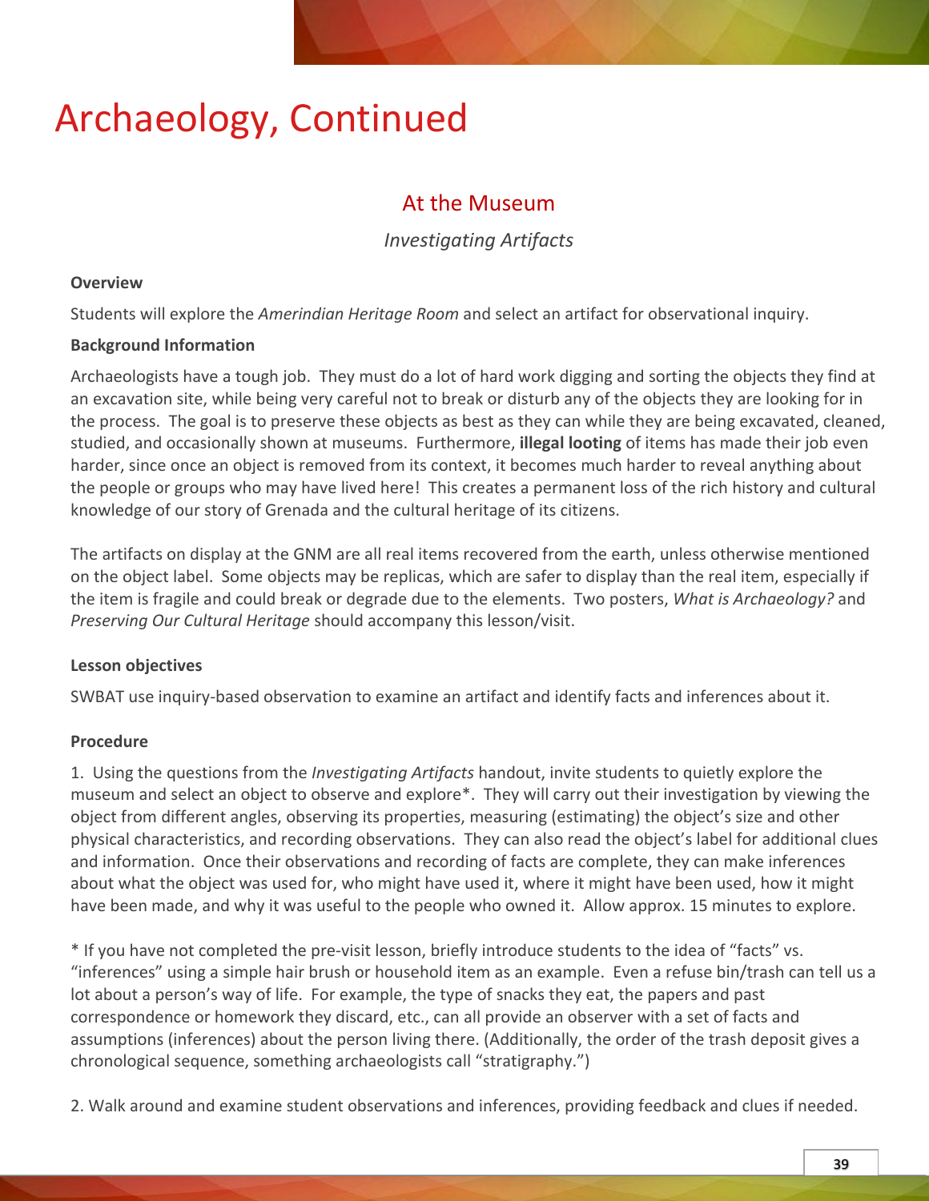# Archaeology, Continued

## At the Museum

*Investigating Artifacts*

**Overview**

Students will explore the *Amerindian Heritage Room* and select an artifact for observational inquiry.

**Background Information**

Archaeologists have a tough job. They must do a lot of hard work digging and sorting the objects they find at an excavation site, while being very careful not to break or disturb any of the objects they are looking for in the process. The goal is to preserve these objects as best as they can while they are being excavated, cleaned, studied, and occasionally shown at museums. Furthermore, **illegal looting** of items has made their job even harder, since once an object is removed from its context, it becomes much harder to reveal anything about the people or groups who may have lived here! This creates a permanent loss of the rich history and cultural knowledge of our story of Grenada and the cultural heritage of its citizens.

The artifacts on display at the GNM are all real items recovered from the earth, unless otherwise mentioned on the object label. Some objects may be replicas, which are safer to display than the real item, especially if the item is fragile and could break or degrade due to the elements. Two posters, *What is Archaeology?* and *Preserving Our Cultural Heritage* should accompany this lesson/visit.

**Lesson objectives**

SWBAT use inquiry-based observation to examine an artifact and identify facts and inferences about it.

**Procedure**

1. Using the questions from the *Investigating Artifacts* handout, invite students to quietly explore the museum and select an object to observe and explore*. They will carry out their investigation by viewing the object from different angles, observing its properties, measuring (estimating) the object's size and other physical characteristics, and recording observations. They can also read the object's label for additional clues and information. Once their observations and recording of facts are complete, they can make inferences about what the object was used for, who might have used it, where it might have been used, how it might have been made, and why it was useful to the people who owned it. Allow approx. 15 minutes to explore.

* If you have not completed the pre-visit lesson, briefly introduce students to the idea of "facts" vs. "inferences" using a simple hair brush or household item as an example. Even a refuse bin/trash can tell us a lot about a person's way of life. For example, the type of snacks they eat, the papers and past correspondence or homework they discard, etc., can all provide an observer with a set of facts and assumptions (inferences) about the person living there. (Additionally, the order of the trash deposit gives a chronological sequence, something archaeologists call "stratigraphy.")

2. Walk around and examine student observations and inferences, providing feedback and clues if needed.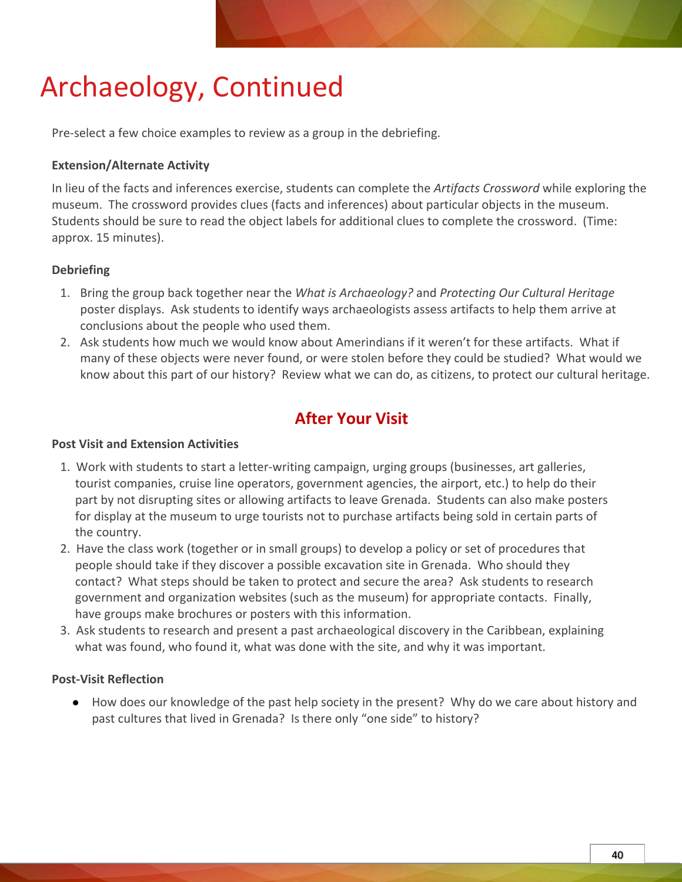# Archaeology, Continued

Pre-select a few choice examples to review as a group in the debriefing.

**Extension/Alternate Activity**

In lieu of the facts and inferences exercise, students can complete the *Artifacts Crossword* while exploring the museum. The crossword provides clues (facts and inferences) about particular objects in the museum. Students should be sure to read the object labels for additional clues to complete the crossword. (Time: approx. 15 minutes).

**Debriefing**

1. Bring the group back together near the *What is Archaeology?* and *Protecting Our Cultural Heritage* poster displays. Ask students to identify ways archaeologists assess artifacts to help them arrive at conclusions about the people who used them.
2. Ask students how much we would know about Amerindians if it weren't for these artifacts. What if many of these objects were never found, or were stolen before they could be studied? What would we know about this part of our history? Review what we can do, as citizens, to protect our cultural heritage.

## After Your Visit

**Post Visit and Extension Activities**

1. Work with students to start a letter-writing campaign, urging groups (businesses, art galleries, tourist companies, cruise line operators, government agencies, the airport, etc.) to help do their part by not disrupting sites or allowing artifacts to leave Grenada. Students can also make posters for display at the museum to urge tourists not to purchase artifacts being sold in certain parts of the country.
2. Have the class work (together or in small groups) to develop a policy or set of procedures that people should take if they discover a possible excavation site in Grenada. Who should they contact? What steps should be taken to protect and secure the area? Ask students to research government and organization websites (such as the museum) for appropriate contacts. Finally, have groups make brochures or posters with this information.
3. Ask students to research and present a past archaeological discovery in the Caribbean, explaining what was found, who found it, what was done with the site, and why it was important.

**Post-Visit Reflection**

- How does our knowledge of the past help society in the present? Why do we care about history and past cultures that lived in Grenada? Is there only "one side" to history?